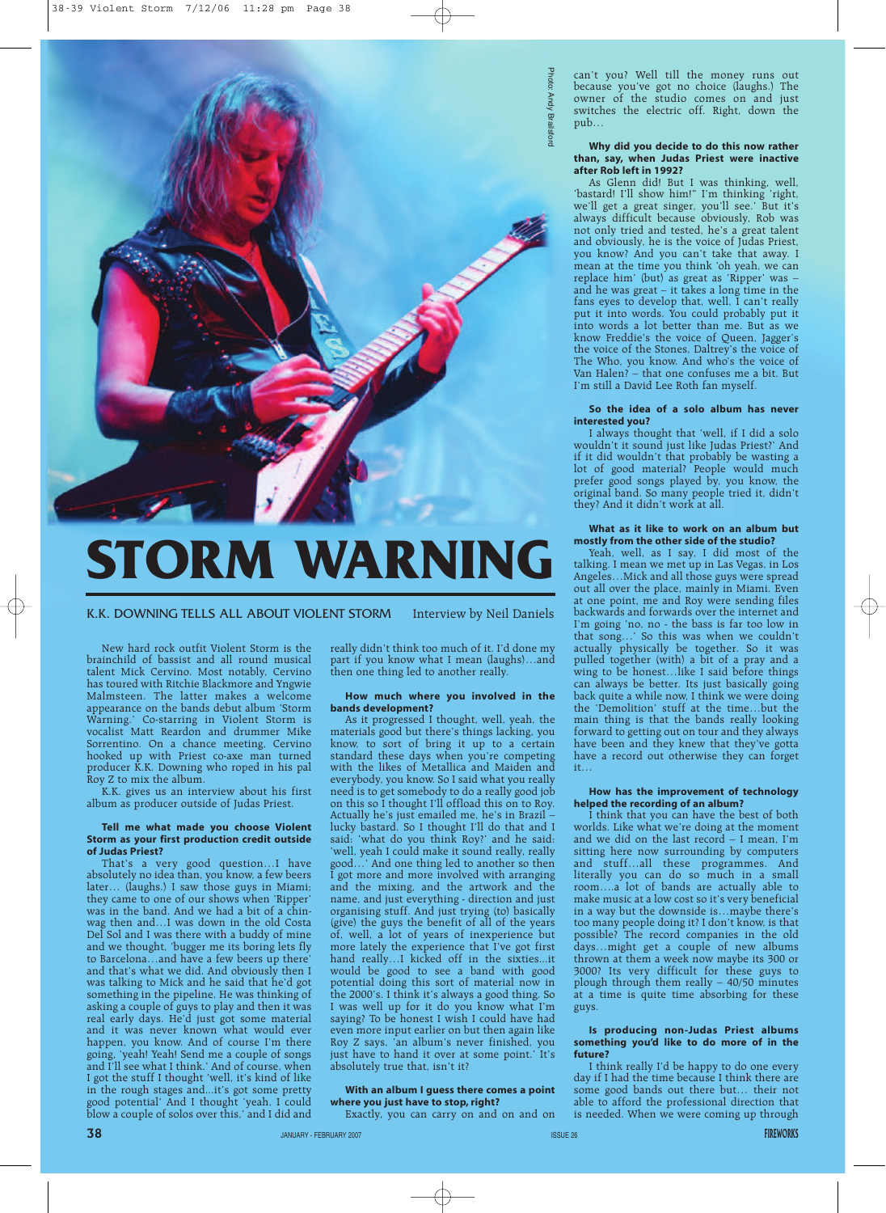Photo: Andy Brailsford

# STORM WARNING

K.K. DOWNING TELLS ALL ABOUT VIOLENT STORM — Interview by Neil Daniels

New hard rock outfit Violent Storm is the brainchild of bassist and all round musical talent Mick Cervino. Most notably, Cervino has toured with Ritchie Blackmore and Yngwie Malmsteen. The latter makes a welcome appearance on the bands debut album 'Storm Warning.' Co-starring in Violent Storm is vocalist Matt Reardon and drummer Mike Sorrentino. On a chance meeting, Cervino hooked up with Priest co-axe man turned producer K.K. Downing who roped in his pal Roy Z to mix the album.

K.K. gives us an interview about his first album as producer outside of Judas Priest.

**Tell me what made you choose Violent Storm as your first production credit outside of Judas Priest?**

That's a very good question…I have absolutely no idea than, you know, a few beers later… (laughs.) I saw those guys in Miami; they came to one of our shows when 'Ripper' was in the band. And we had a bit of a chin-wag then and…I was down in the old Costa Del Sol and I was there with a buddy of mine and we thought, 'bugger me its boring lets fly to Barcelona…and have a few beers up there' and that's what we did. And obviously then I was talking to Mick and he said that he'd got something in the pipeline. He was thinking of asking a couple of guys to play and then it was real early days. He'd just got some material and it was never known what would ever happen, you know. And of course I'm there going, 'yeah! Yeah! Send me a couple of songs and I'll see what I think.' And of course, when I got the stuff I thought 'well, it's kind of like in the rough stages and…it's got some pretty good potential' And I thought 'yeah, I could blow a couple of solos over this,' and I did and really didn't think too much of it. I'd done my part if you know what I mean (laughs)…and then one thing led to another really.

**How much where you involved in the bands development?**

As it progressed I thought, well, yeah, the materials good but there's things lacking, you know, to sort of bring it up to a certain standard these days when you're competing with the likes of Metallica and Maiden and everybody, you know. So I said what you really need is to get somebody to do a really good job on this so I thought I'll offload this on to Roy. Actually he's just emailed me, he's in Brazil – lucky bastard. So I thought I'll do that and I said: 'what do you think Roy?' and he said: 'well, yeah I could make it sound really, really good…' And one thing led to another so then I got more and more involved with arranging and the mixing, and the artwork and the name, and just everything - direction and just organising stuff. And just trying (to) basically (give) the guys the benefit of all of the years of, well, a lot of years of inexperience but more lately the experience that I've got first hand really…I kicked off in the sixties…it would be good to see a band with good potential doing this sort of material now in the 2000's. I think it's always a good thing. So I was well up for it do you know what I'm saying? To be honest I wish I could have had even more input earlier on but then again like Roy Z says, 'an album's never finished, you just have to hand it over at some point.' It's absolutely true that, isn't it?

**With an album I guess there comes a point where you just have to stop, right?**

Exactly, you can carry on and on and on can't you? Well till the money runs out because you've got no choice (laughs.) The owner of the studio comes on and just switches the electric off. Right, down the pub…

**Why did you decide to do this now rather than, say, when Judas Priest were inactive after Rob left in 1992?**

As Glenn did! But I was thinking, well, 'bastard! I'll show him!" I'm thinking 'right, we'll get a great singer, you'll see.' But it's always difficult because obviously, Rob was not only tried and tested, he's a great talent and obviously, he is the voice of Judas Priest, you know? And you can't take that away. I mean at the time you think 'oh yeah, we can replace him' (but) as great as 'Ripper' was – and he was great – it takes a long time in the fans eyes to develop that, well, I can't really put it into words. You could probably put it into words a lot better than me. But as we know Freddie's the voice of Queen, Jagger's the voice of the Stones, Daltrey's the voice of The Who, you know. And who's the voice of Van Halen? – that one confuses me a bit. But I'm still a David Lee Roth fan myself.

**So the idea of a solo album has never interested you?**

I always thought that 'well, if I did a solo wouldn't it sound just like Judas Priest?' And if it did wouldn't that probably be wasting a lot of good material? People would much prefer good songs played by, you know, the original band. So many people tried it, didn't they? And it didn't work at all.

**What as it like to work on an album but mostly from the other side of the studio?**

Yeah, well, as I say, I did most of the talking. I mean we met up in Las Vegas, in Los Angeles…Mick and all those guys were spread out all over the place, mainly in Miami. Even at one point, me and Roy were sending files backwards and forwards over the internet and I'm going 'no, no - the bass is far too low in that song…' So this was when we couldn't actually physically be together. So it was pulled together (with) a bit of a pray and a wing to be honest…like I said before things can always be better. Its just basically going back quite a while now, I think we were doing the 'Demolition' stuff at the time…but the main thing is that the bands really looking forward to getting out on tour and they always have been and they knew that they've gotta have a record out otherwise they can forget it…

**How has the improvement of technology helped the recording of an album?**

I think that you can have the best of both worlds. Like what we're doing at the moment and we did on the last record – I mean, I'm sitting here now surrounding by computers and these programmes. And literally you can do so much in a small room….a lot of bands are actually able to make music at a low cost so it's very beneficial in a way but the downside is…maybe there's too many people doing it? I don't know, is that possible? The record companies in the old days…might get a couple of new albums thrown at them a week now maybe its 300 or 3000? Its very difficult for these guys to plough through them really – 40/50 minutes at a time is quite time absorbing for these guys.

**Is producing non-Judas Priest albums something you'd like to do more of in the future?**

I think really I'd be happy to do one every day if I had the time because I think there are some good bands out there but… their not able to afford the professional direction that is needed. When we were coming up through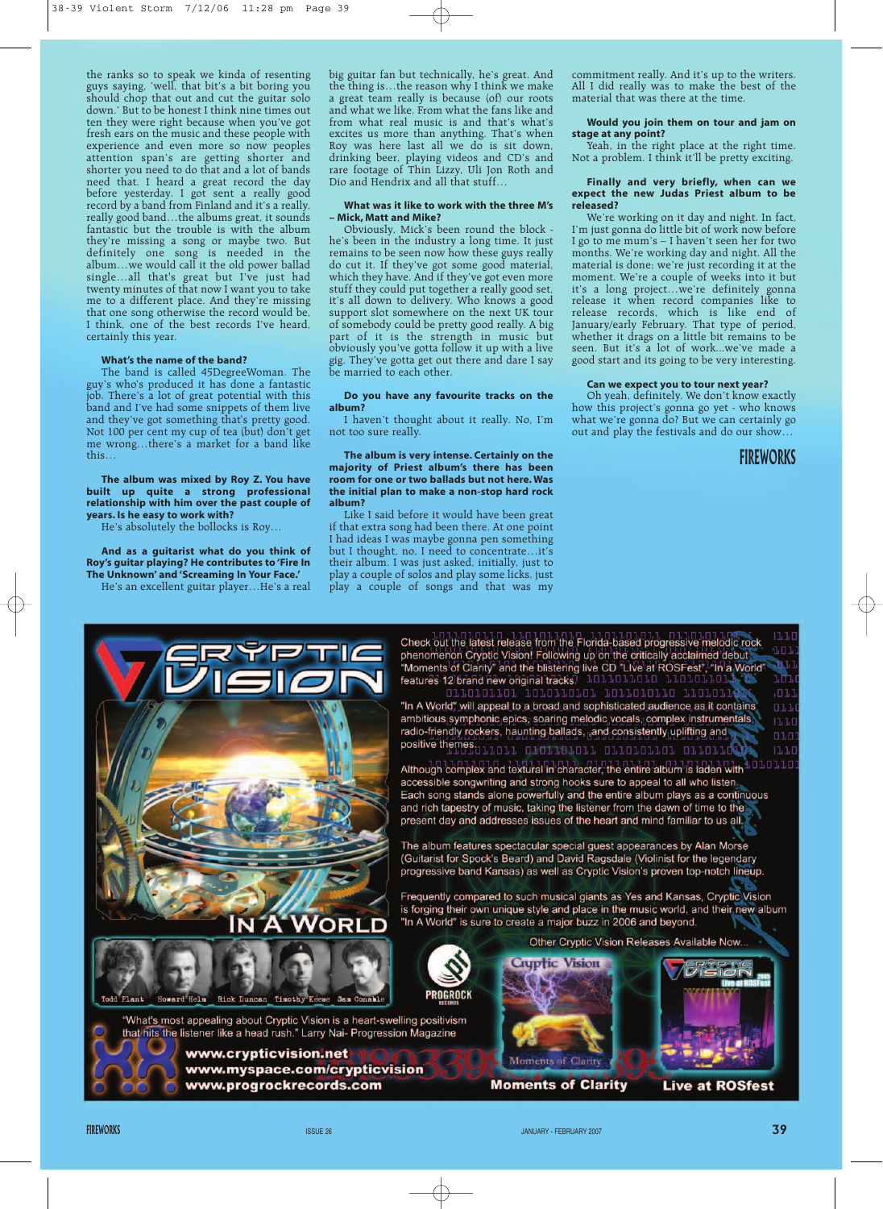the ranks so to speak we kinda of resenting guys saying, 'well, that bit's a bit boring you should chop that out and cut the guitar solo down.' But to be honest I think nine times out ten they were right because when you've got fresh ears on the music and these people with experience and even more so now peoples attention span's are getting shorter and shorter you need to do that and a lot of bands need that. I heard a great record the day before yesterday. I got sent a really good record by a band from Finland and it's a really, really good band…the albums great, it sounds fantastic but the trouble is with the album they're missing a song or maybe two. But definitely one song is needed in the album…we would call it the old power ballad single…all that's great but I've just had twenty minutes of that now I want you to take me to a different place. And they're missing that one song otherwise the record would be, I think, one of the best records I've heard, certainly this year.

**What's the name of the band?**

The band is called 45DegreeWoman. The guy's who's produced it has done a fantastic job. There's a lot of great potential with this band and I've had some snippets of them live and they've got something that's pretty good. Not 100 per cent my cup of tea (but) don't get me wrong…there's a market for a band like this…

**The album was mixed by Roy Z. You have built up quite a strong professional relationship with him over the past couple of years. Is he easy to work with?**

He's absolutely the bollocks is Roy…

**And as a guitarist what do you think of Roy's guitar playing? He contributes to 'Fire In The Unknown' and 'Screaming In Your Face.'**

He's an excellent guitar player…He's a real big guitar fan but technically, he's great. And the thing is…the reason why I think we make a great team really is because (of) our roots and what we like. From what the fans like and from what real music is and that's what excites us more than anything. That's when Roy was here last all we do is sit down, drinking beer, playing videos and CD's and rare footage of Thin Lizzy, Uli Jon Roth and Dio and Hendrix and all that stuff…

**What was it like to work with the three M's – Mick, Matt and Mike?**

Obviously, Mick's been round the block - he's been in the industry a long time. It just remains to be seen now how these guys really do cut it. If they've got some good material, which they have. And if they've got even more stuff they could put together a really good set, it's all down to delivery. Who knows a good support slot somewhere on the next UK tour of somebody could be pretty good really. A big part of it is the strength in music but obviously you've gotta follow it up with a live gig. They've gotta get out there and dare I say be married to each other.

**Do you have any favourite tracks on the album?**

I haven't thought about it really. No, I'm not too sure really.

**The album is very intense. Certainly on the majority of Priest album's there has been room for one or two ballads but not here. Was the initial plan to make a non-stop hard rock album?**

Like I said before it would have been great if that extra song had been there. At one point I had ideas I was maybe gonna pen something but I thought, no, I need to concentrate…it's their album. I was just asked, initially, just to play a couple of solos and play some licks, just play a couple of songs and that was my commitment really. And it's up to the writers. All I did really was to make the best of the material that was there at the time.

**Would you join them on tour and jam on stage at any point?**

Yeah, in the right place at the right time. Not a problem. I think it'll be pretty exciting.

**Finally and very briefly, when can we expect the new Judas Priest album to be released?**

We're working on it day and night. In fact, I'm just gonna do little bit of work now before I go to me mum's – I haven't seen her for two months. We're working day and night. All the material is done; we're just recording it at the moment. We're a couple of weeks into it but it's a long project…we're definitely gonna release it when record companies like to release records, which is like end of January/early February. That type of period, whether it drags on a little bit remains to be seen. But it's a lot of work…we've made a good start and its going to be very interesting.

**Can we expect you to tour next year?**

Oh yeah, definitely. We don't know exactly how this project's gonna go yet - who knows what we're gonna do? But we can certainly go out and play the festivals and do our show…

**FIREWORKS**

---

Check out the latest release from the Florida-based progressive melodic rock phenomenon Cryptic Vision! Following up on the critically acclaimed debut "Moments of Clarity" and the blistering live CD "Live at ROSFest", "In a World" features 12 brand new original tracks.

"In A World" will appeal to a broad and sophisticated audience as it contains ambitious symphonic epics, soaring melodic vocals, complex instrumentals, radio-friendly rockers, haunting ballads, and consistently uplifting and positive themes.

Although complex and textural in character, the entire album is laden with accessible songwriting and strong hooks sure to appeal to all who listen. Each song stands alone powerfully and the entire album plays as a continuous and rich tapestry of music, taking the listener from the dawn of time to the present day and addresses issues of the heart and mind familiar to us all.

The album features spectacular special guest appearances by Alan Morse (Guitarist for Spock's Beard) and David Ragsdale (Violinist for the legendary progressive band Kansas) as well as Cryptic Vision's proven top-notch lineup.

Frequently compared to such musical giants as Yes and Kansas, Cryptic Vision is forging their own unique style and place in the music world, and their new album "In A World" is sure to create a major buzz in 2006 and beyond.

Other Cryptic Vision Releases Available Now...

"What's most appealing about Cryptic Vision is a heart-swelling positivism that hits the listener like a head rush." Larry Nai- Progression Magazine

www.crypticvision.net
www.myspace.com/crypticvision
www.progrockrecords.com